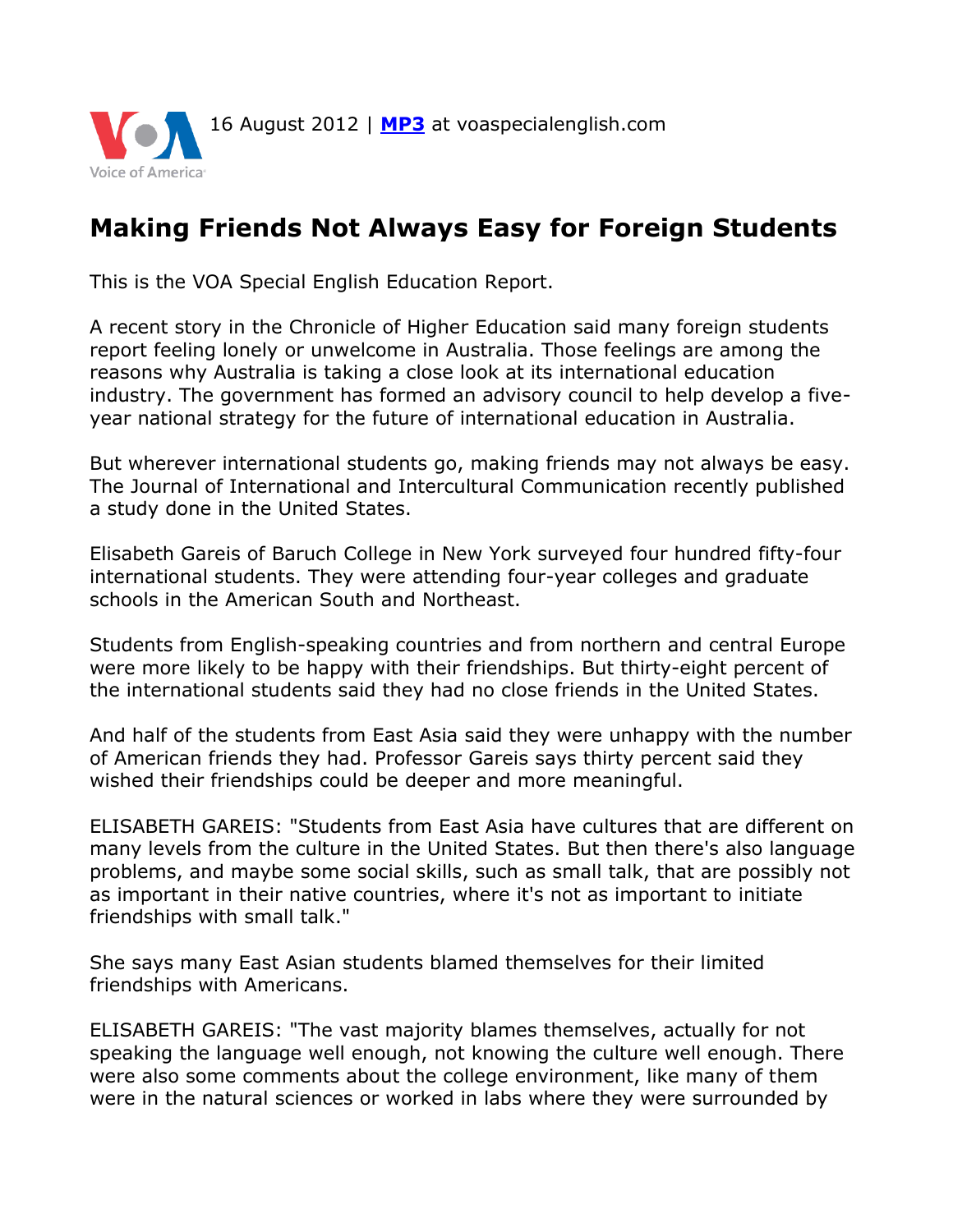16 August 2012 | **MP3** at voaspecialenglish.com

# Making Friends Not Always Easy for Foreign Students

This is the VOA Special English Education Report.

A recent story in the Chronicle of Higher Education said many foreign students report feeling lonely or unwelcome in Australia. Those feelings are among the reasons why Australia is taking a close look at its international education industry. The government has formed an advisory council to help develop a five-year national strategy for the future of international education in Australia.

But wherever international students go, making friends may not always be easy. The Journal of International and Intercultural Communication recently published a study done in the United States.

Elisabeth Gareis of Baruch College in New York surveyed four hundred fifty-four international students. They were attending four-year colleges and graduate schools in the American South and Northeast.

Students from English-speaking countries and from northern and central Europe were more likely to be happy with their friendships. But thirty-eight percent of the international students said they had no close friends in the United States.

And half of the students from East Asia said they were unhappy with the number of American friends they had. Professor Gareis says thirty percent said they wished their friendships could be deeper and more meaningful.

ELISABETH GAREIS: "Students from East Asia have cultures that are different on many levels from the culture in the United States. But then there's also language problems, and maybe some social skills, such as small talk, that are possibly not as important in their native countries, where it's not as important to initiate friendships with small talk."

She says many East Asian students blamed themselves for their limited friendships with Americans.

ELISABETH GAREIS: "The vast majority blames themselves, actually for not speaking the language well enough, not knowing the culture well enough. There were also some comments about the college environment, like many of them were in the natural sciences or worked in labs where they were surrounded by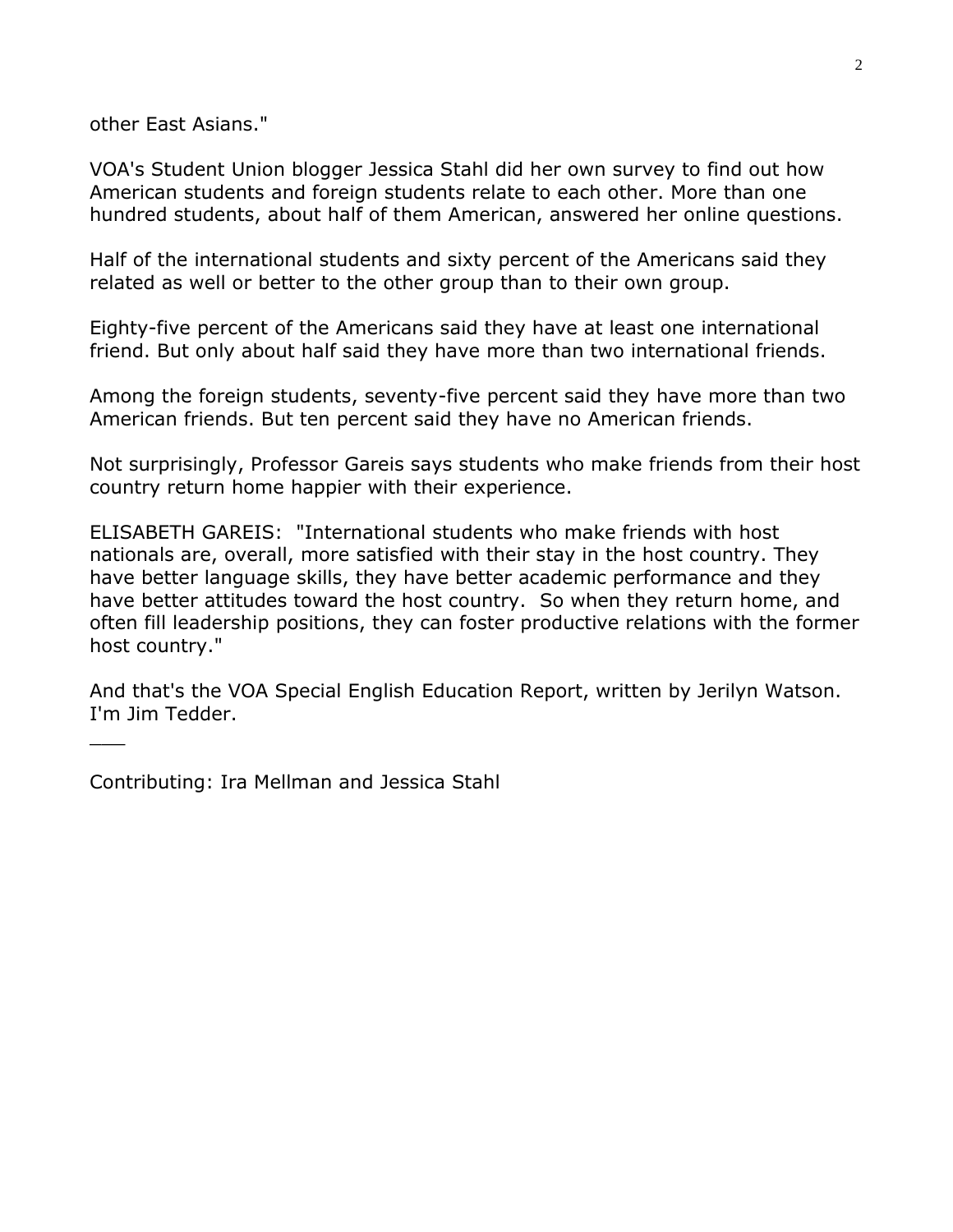other East Asians."

VOA's Student Union blogger Jessica Stahl did her own survey to find out how American students and foreign students relate to each other. More than one hundred students, about half of them American, answered her online questions.

Half of the international students and sixty percent of the Americans said they related as well or better to the other group than to their own group.

Eighty-five percent of the Americans said they have at least one international friend. But only about half said they have more than two international friends.

Among the foreign students, seventy-five percent said they have more than two American friends. But ten percent said they have no American friends.

Not surprisingly, Professor Gareis says students who make friends from their host country return home happier with their experience.

ELISABETH GAREIS: "International students who make friends with host nationals are, overall, more satisfied with their stay in the host country. They have better language skills, they have better academic performance and they have better attitudes toward the host country. So when they return home, and often fill leadership positions, they can foster productive relations with the former host country."

And that's the VOA Special English Education Report, written by Jerilyn Watson. I'm Jim Tedder.

\_\_\_

Contributing: Ira Mellman and Jessica Stahl